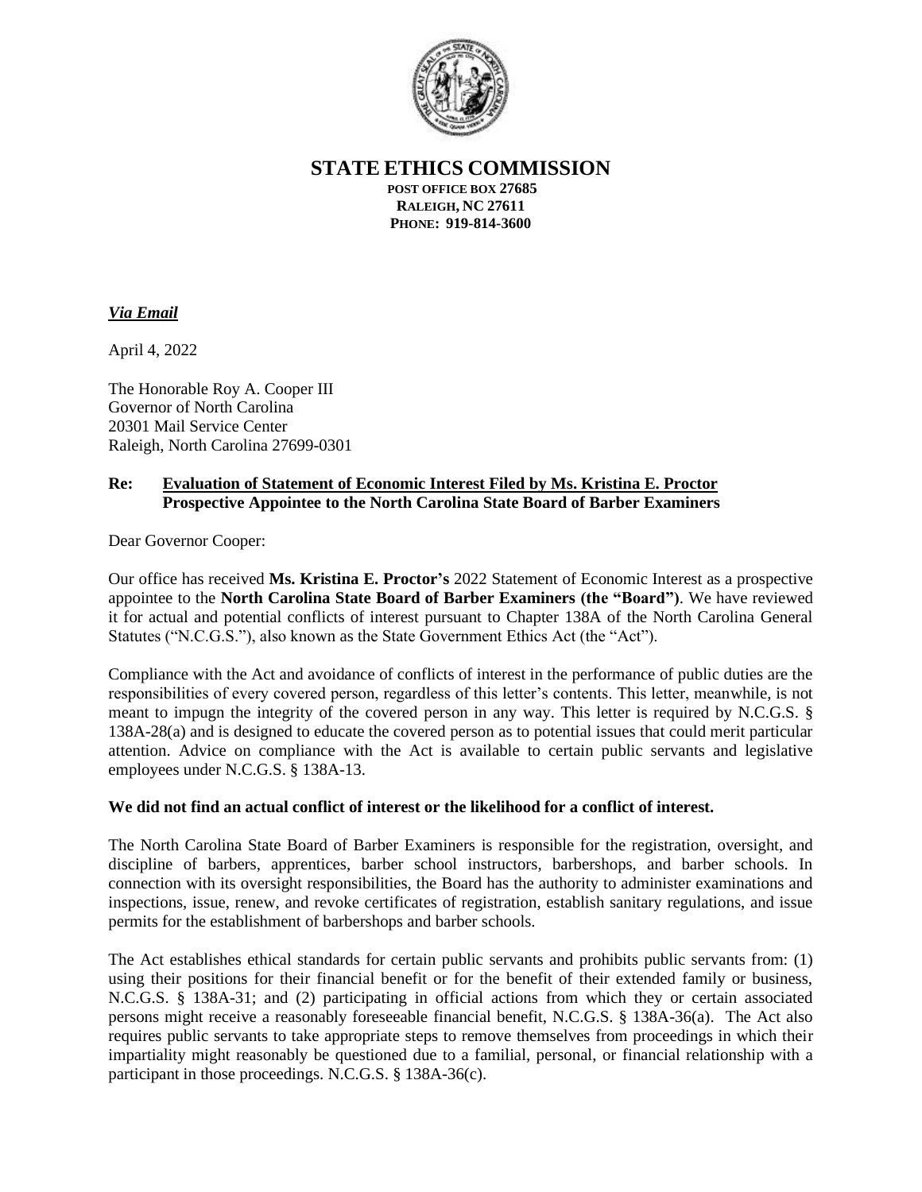# STATE ETHICS COMMISSION

**POST OFFICE BOX 27685**
**RALEIGH, NC 27611**
**PHONE: 919-814-3600**

***Via Email***

April 4, 2022

The Honorable Roy A. Cooper III
Governor of North Carolina
20301 Mail Service Center
Raleigh, North Carolina 27699-0301

**Re: Evaluation of Statement of Economic Interest Filed by Ms. Kristina E. Proctor**
**Prospective Appointee to the North Carolina State Board of Barber Examiners**

Dear Governor Cooper:

Our office has received **Ms. Kristina E. Proctor's** 2022 Statement of Economic Interest as a prospective appointee to the **North Carolina State Board of Barber Examiners (the "Board")**. We have reviewed it for actual and potential conflicts of interest pursuant to Chapter 138A of the North Carolina General Statutes ("N.C.G.S."), also known as the State Government Ethics Act (the "Act").

Compliance with the Act and avoidance of conflicts of interest in the performance of public duties are the responsibilities of every covered person, regardless of this letter's contents. This letter, meanwhile, is not meant to impugn the integrity of the covered person in any way. This letter is required by N.C.G.S. § 138A-28(a) and is designed to educate the covered person as to potential issues that could merit particular attention. Advice on compliance with the Act is available to certain public servants and legislative employees under N.C.G.S. § 138A-13.

**We did not find an actual conflict of interest or the likelihood for a conflict of interest.**

The North Carolina State Board of Barber Examiners is responsible for the registration, oversight, and discipline of barbers, apprentices, barber school instructors, barbershops, and barber schools. In connection with its oversight responsibilities, the Board has the authority to administer examinations and inspections, issue, renew, and revoke certificates of registration, establish sanitary regulations, and issue permits for the establishment of barbershops and barber schools.

The Act establishes ethical standards for certain public servants and prohibits public servants from: (1) using their positions for their financial benefit or for the benefit of their extended family or business, N.C.G.S. § 138A-31; and (2) participating in official actions from which they or certain associated persons might receive a reasonably foreseeable financial benefit, N.C.G.S. § 138A-36(a). The Act also requires public servants to take appropriate steps to remove themselves from proceedings in which their impartiality might reasonably be questioned due to a familial, personal, or financial relationship with a participant in those proceedings. N.C.G.S. § 138A-36(c).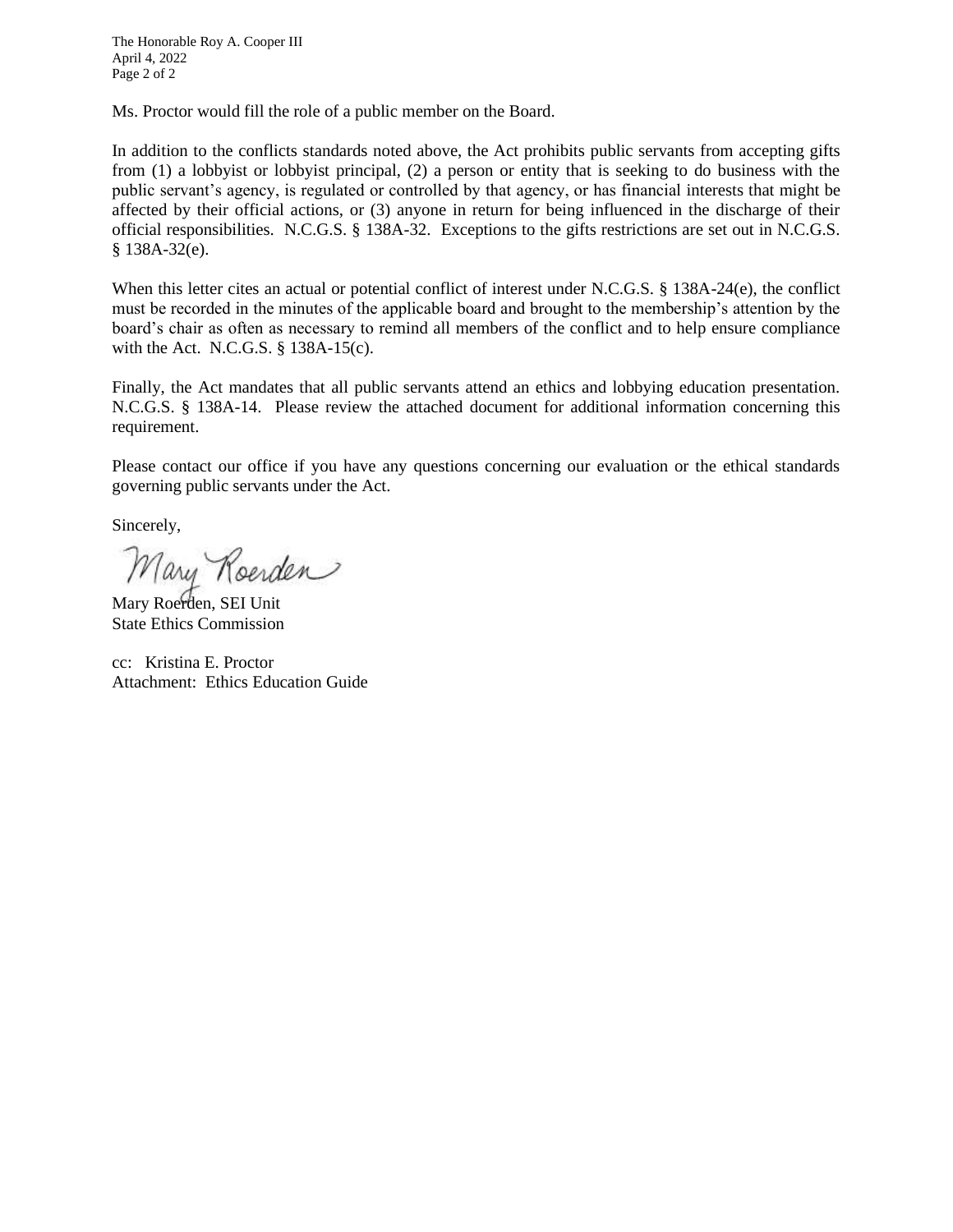Ms. Proctor would fill the role of a public member on the Board.

In addition to the conflicts standards noted above, the Act prohibits public servants from accepting gifts from (1) a lobbyist or lobbyist principal, (2) a person or entity that is seeking to do business with the public servant's agency, is regulated or controlled by that agency, or has financial interests that might be affected by their official actions, or (3) anyone in return for being influenced in the discharge of their official responsibilities. N.C.G.S. § 138A-32. Exceptions to the gifts restrictions are set out in N.C.G.S. § 138A-32(e).

When this letter cites an actual or potential conflict of interest under N.C.G.S. § 138A-24(e), the conflict must be recorded in the minutes of the applicable board and brought to the membership's attention by the board's chair as often as necessary to remind all members of the conflict and to help ensure compliance with the Act. N.C.G.S. § 138A-15(c).

Finally, the Act mandates that all public servants attend an ethics and lobbying education presentation. N.C.G.S. § 138A-14. Please review the attached document for additional information concerning this requirement.

Please contact our office if you have any questions concerning our evaluation or the ethical standards governing public servants under the Act.

Sincerely,

Mary Roerden

Mary Roerden, SEI Unit
State Ethics Commission

cc: Kristina E. Proctor
Attachment: Ethics Education Guide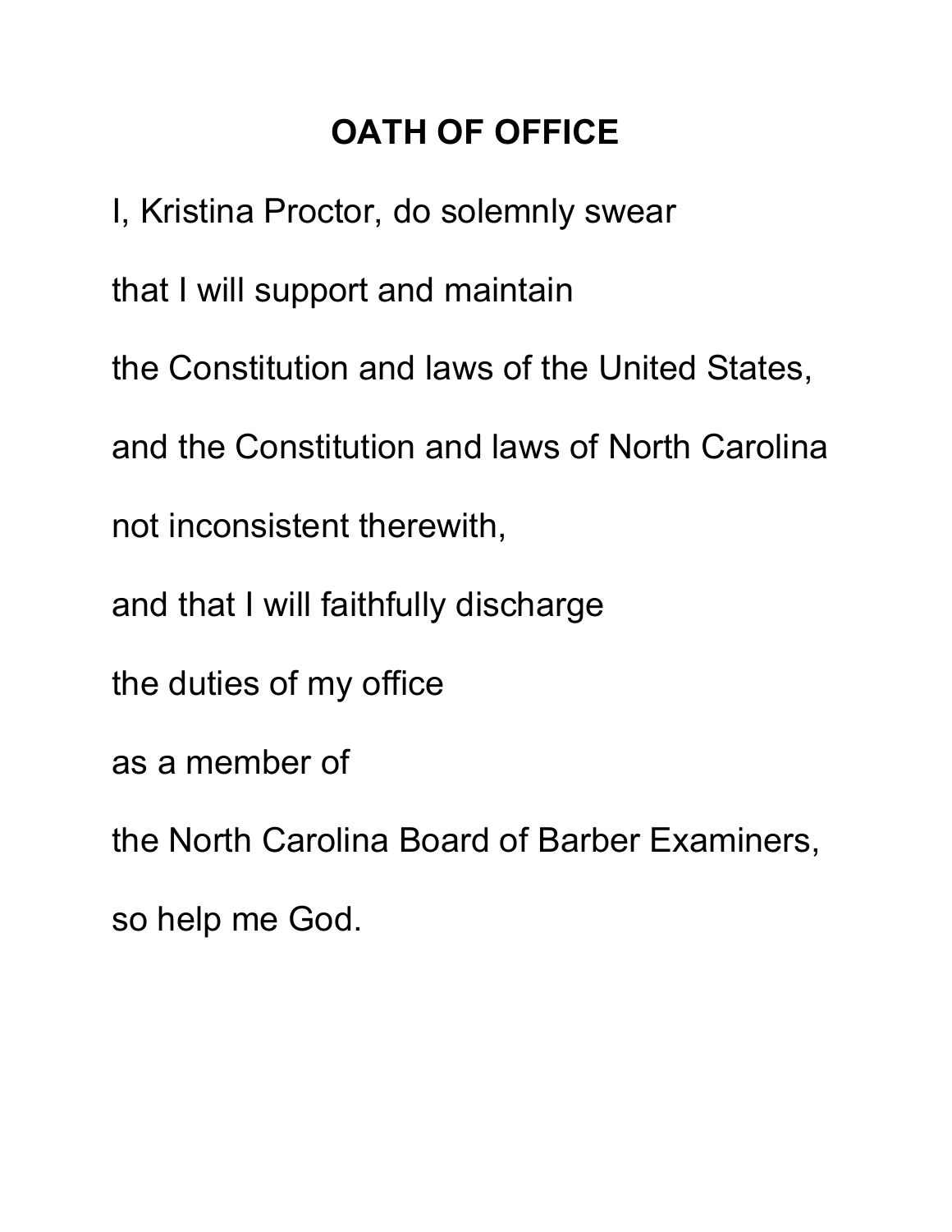# OATH OF OFFICE

I, Kristina Proctor, do solemnly swear

that I will support and maintain

the Constitution and laws of the United States,

and the Constitution and laws of North Carolina

not inconsistent therewith,

and that I will faithfully discharge

the duties of my office

as a member of

the North Carolina Board of Barber Examiners,

so help me God.